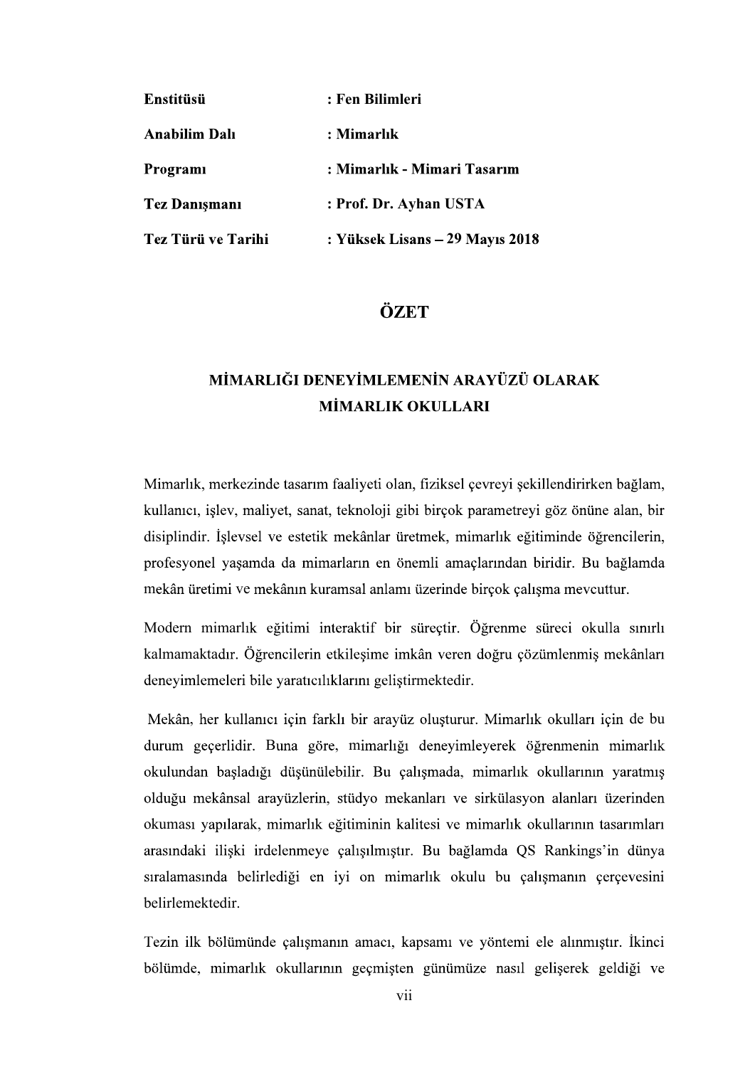| | |
|---|---|
| **Enstitüsü** | **: Fen Bilimleri** |
| **Anabilim Dalı** | **: Mimarlık** |
| **Programı** | **: Mimarlık - Mimari Tasarım** |
| **Tez Danışmanı** | **: Prof. Dr. Ayhan USTA** |
| **Tez Türü ve Tarihi** | **: Yüksek Lisans – 29 Mayıs 2018** |

# ÖZET

## MİMARLIĞI DENEYİMLEMENİN ARAYÜZÜ OLARAK MİMARLIK OKULLARI

Mimarlık, merkezinde tasarım faaliyeti olan, fiziksel çevreyi şekillendirirken bağlam, kullanıcı, işlev, maliyet, sanat, teknoloji gibi birçok parametreyi göz önüne alan, bir disiplindir. İşlevsel ve estetik mekânlar üretmek, mimarlık eğitiminde öğrencilerin, profesyonel yaşamda da mimarların en önemli amaçlarından biridir. Bu bağlamda mekân üretimi ve mekânın kuramsal anlamı üzerinde birçok çalışma mevcuttur.

Modern mimarlık eğitimi interaktif bir süreçtir. Öğrenme süreci okulla sınırlı kalmamaktadır. Öğrencilerin etkileşime imkân veren doğru çözümlenmiş mekânları deneyimlemeleri bile yaratıcılıklarını geliştirmektedir.

Mekân, her kullanıcı için farklı bir arayüz oluşturur. Mimarlık okulları için de bu durum geçerlidir. Buna göre, mimarlığı deneyimleyerek öğrenmenin mimarlık okulundan başladığı düşünülebilir. Bu çalışmada, mimarlık okullarının yaratmış olduğu mekânsal arayüzlerin, stüdyo mekanları ve sirkülasyon alanları üzerinden okuması yapılarak, mimarlık eğitiminin kalitesi ve mimarlık okullarının tasarımları arasındaki ilişki irdelenmeye çalışılmıştır. Bu bağlamda QS Rankings'in dünya sıralamasında belirlediği en iyi on mimarlık okulu bu çalışmanın çerçevesini belirlemektedir.

Tezin ilk bölümünde çalışmanın amacı, kapsamı ve yöntemi ele alınmıştır. İkinci bölümde, mimarlık okullarının geçmişten günümüze nasıl gelişerek geldiği ve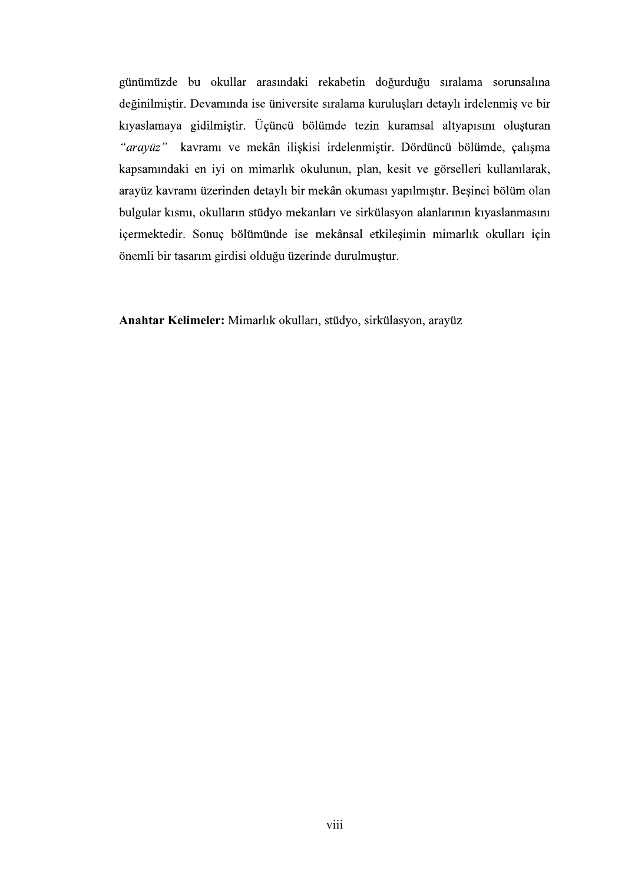günümüzde bu okullar arasındaki rekabetin doğurduğu sıralama sorunsalına değinilmiştir. Devamında ise üniversite sıralama kuruluşları detaylı irdelenmiş ve bir kıyaslamaya gidilmiştir. Üçüncü bölümde tezin kuramsal altyapısını oluşturan *"arayüz"* kavramı ve mekân ilişkisi irdelenmiştir. Dördüncü bölümde, çalışma kapsamındaki en iyi on mimarlık okulunun, plan, kesit ve görselleri kullanılarak, arayüz kavramı üzerinden detaylı bir mekân okuması yapılmıştır. Beşinci bölüm olan bulgular kısmı, okulların stüdyo mekanları ve sirkülasyon alanlarının kıyaslanmasını içermektedir. Sonuç bölümünde ise mekânsal etkileşimin mimarlık okulları için önemli bir tasarım girdisi olduğu üzerinde durulmuştur.

**Anahtar Kelimeler:** Mimarlık okulları, stüdyo, sirkülasyon, arayüz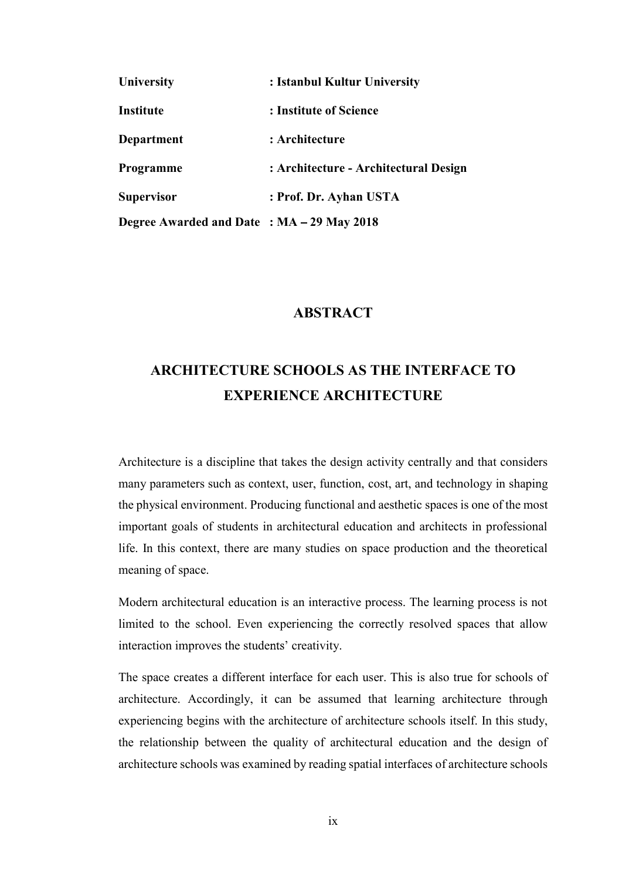| | |
|---|---|
| **University** | **: Istanbul Kultur University** |
| **Institute** | **: Institute of Science** |
| **Department** | **: Architecture** |
| **Programme** | **: Architecture - Architectural Design** |
| **Supervisor** | **: Prof. Dr. Ayhan USTA** |
| **Degree Awarded and Date** | **: MA – 29 May 2018** |

## ABSTRACT

## ARCHITECTURE SCHOOLS AS THE INTERFACE TO EXPERIENCE ARCHITECTURE

Architecture is a discipline that takes the design activity centrally and that considers many parameters such as context, user, function, cost, art, and technology in shaping the physical environment. Producing functional and aesthetic spaces is one of the most important goals of students in architectural education and architects in professional life. In this context, there are many studies on space production and the theoretical meaning of space.

Modern architectural education is an interactive process. The learning process is not limited to the school. Even experiencing the correctly resolved spaces that allow interaction improves the students' creativity.

The space creates a different interface for each user. This is also true for schools of architecture. Accordingly, it can be assumed that learning architecture through experiencing begins with the architecture of architecture schools itself. In this study, the relationship between the quality of architectural education and the design of architecture schools was examined by reading spatial interfaces of architecture schools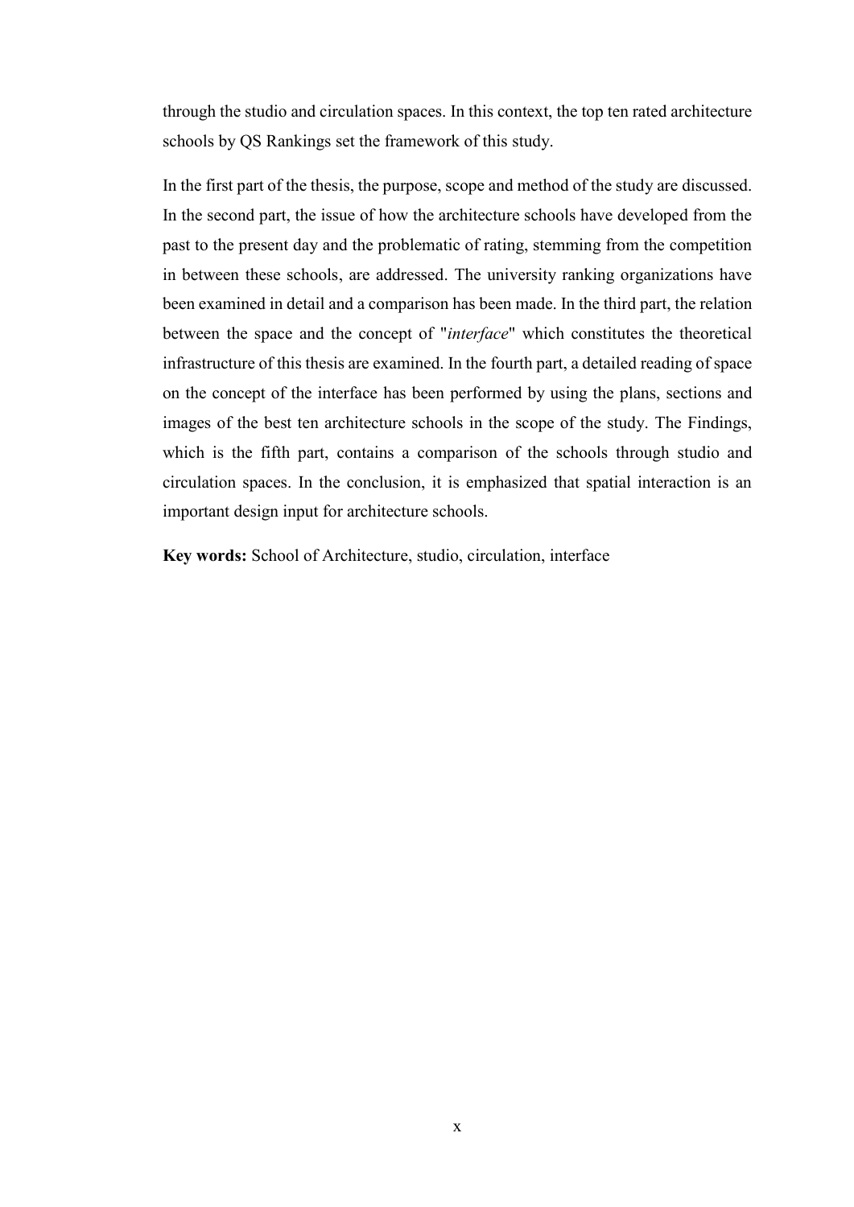through the studio and circulation spaces. In this context, the top ten rated architecture schools by QS Rankings set the framework of this study.

In the first part of the thesis, the purpose, scope and method of the study are discussed. In the second part, the issue of how the architecture schools have developed from the past to the present day and the problematic of rating, stemming from the competition in between these schools, are addressed. The university ranking organizations have been examined in detail and a comparison has been made. In the third part, the relation between the space and the concept of "*interface*" which constitutes the theoretical infrastructure of this thesis are examined. In the fourth part, a detailed reading of space on the concept of the interface has been performed by using the plans, sections and images of the best ten architecture schools in the scope of the study. The Findings, which is the fifth part, contains a comparison of the schools through studio and circulation spaces. In the conclusion, it is emphasized that spatial interaction is an important design input for architecture schools.

**Key words:** School of Architecture, studio, circulation, interface